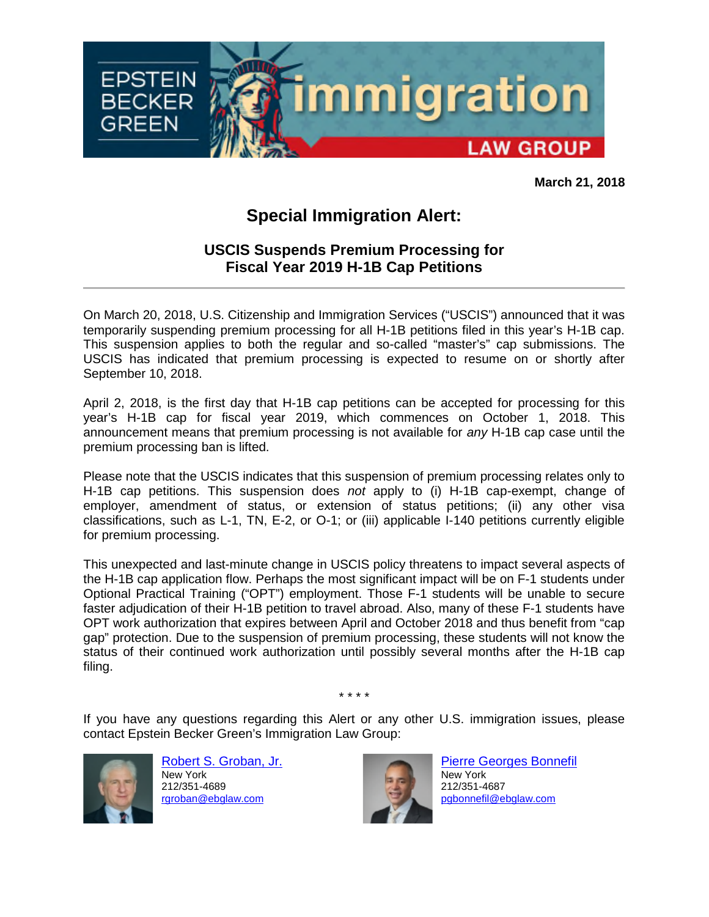March 21, 2018

# Special Immigration Alert:

## USCIS Suspends Premium Processing for Fiscal Year 2019 H-1B Cap Petitions

---

On March 20, 2018, U.S. Citizenship and Immigration Services ("USCIS") announced that it was temporarily suspending premium processing for all H-1B petitions filed in this year's H-1B cap. This suspension applies to both the regular and so-called "master's" cap submissions. The USCIS has indicated that premium processing is expected to resume on or shortly after September 10, 2018.

April 2, 2018, is the first day that H-1B cap petitions can be accepted for processing for this year's H-1B cap for fiscal year 2019, which commences on October 1, 2018. This announcement means that premium processing is not available for *any* H-1B cap case until the premium processing ban is lifted.

Please note that the USCIS indicates that this suspension of premium processing relates only to H-1B cap petitions. This suspension does *not* apply to (i) H-1B cap-exempt, change of employer, amendment of status, or extension of status petitions; (ii) any other visa classifications, such as L-1, TN, E-2, or O-1; or (iii) applicable I-140 petitions currently eligible for premium processing.

This unexpected and last-minute change in USCIS policy threatens to impact several aspects of the H-1B cap application flow. Perhaps the most significant impact will be on F-1 students under Optional Practical Training ("OPT") employment. Those F-1 students will be unable to secure faster adjudication of their H-1B petition to travel abroad. Also, many of these F-1 students have OPT work authorization that expires between April and October 2018 and thus benefit from "cap gap" protection. Due to the suspension of premium processing, these students will not know the status of their continued work authorization until possibly several months after the H-1B cap filing.

\* \* \* \*

If you have any questions regarding this Alert or any other U.S. immigration issues, please contact Epstein Becker Green's Immigration Law Group:

Robert S. Groban, Jr.
New York
212/351-4689
rgroban@ebglaw.com

Pierre Georges Bonnefil
New York
212/351-4687
pgbonnefil@ebglaw.com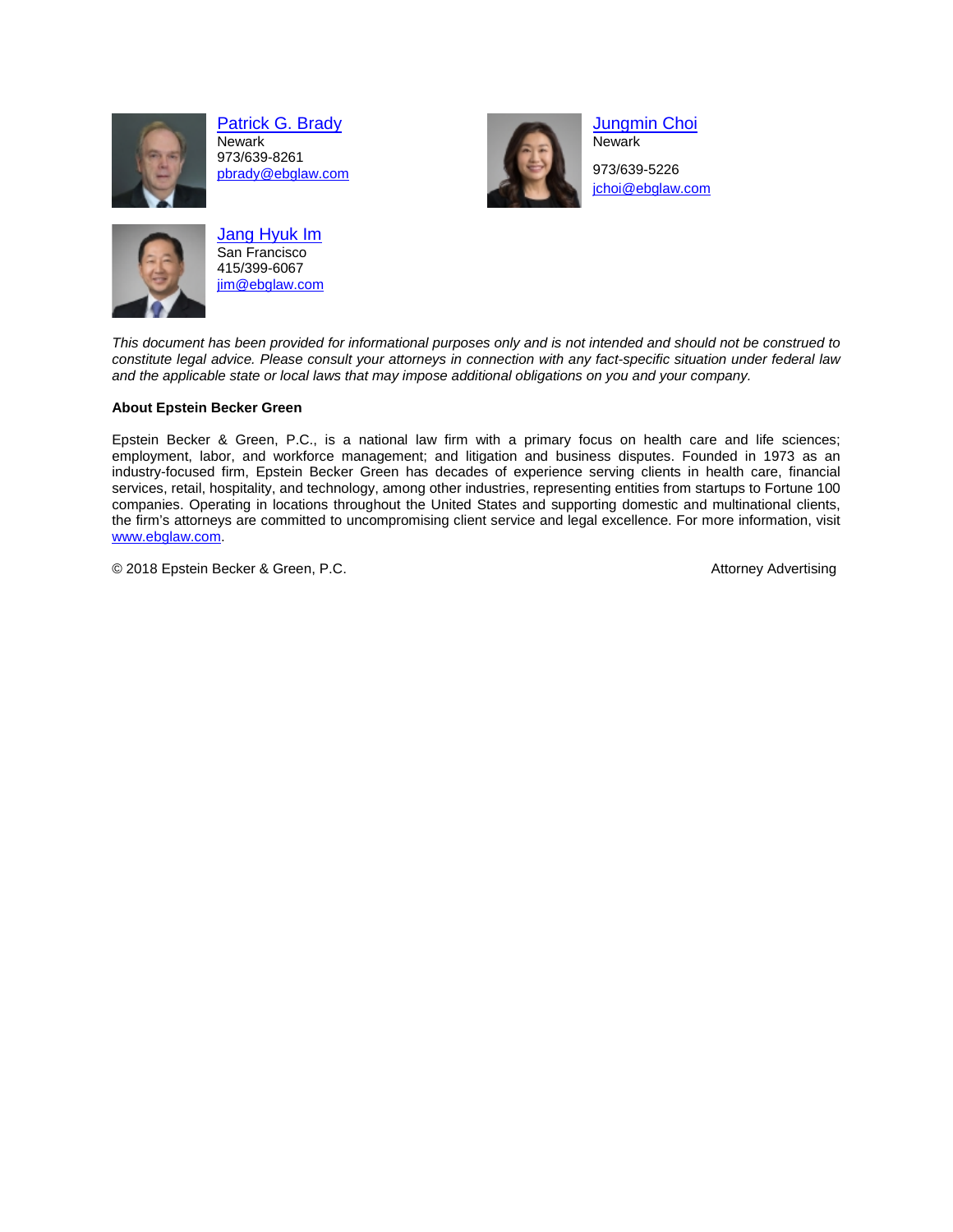[Patrick G. Brady]
Newark
973/639-8261
pbrady@ebglaw.com

[Jungmin Choi]
Newark

973/639-5226
jchoi@ebglaw.com

[Jang Hyuk Im]
San Francisco
415/399-6067
jim@ebglaw.com

*This document has been provided for informational purposes only and is not intended and should not be construed to constitute legal advice. Please consult your attorneys in connection with any fact-specific situation under federal law and the applicable state or local laws that may impose additional obligations on you and your company.*

**About Epstein Becker Green**

Epstein Becker & Green, P.C., is a national law firm with a primary focus on health care and life sciences; employment, labor, and workforce management; and litigation and business disputes. Founded in 1973 as an industry-focused firm, Epstein Becker Green has decades of experience serving clients in health care, financial services, retail, hospitality, and technology, among other industries, representing entities from startups to Fortune 100 companies. Operating in locations throughout the United States and supporting domestic and multinational clients, the firm's attorneys are committed to uncompromising client service and legal excellence. For more information, visit www.ebglaw.com.

© 2018 Epstein Becker & Green, P.C. Attorney Advertising